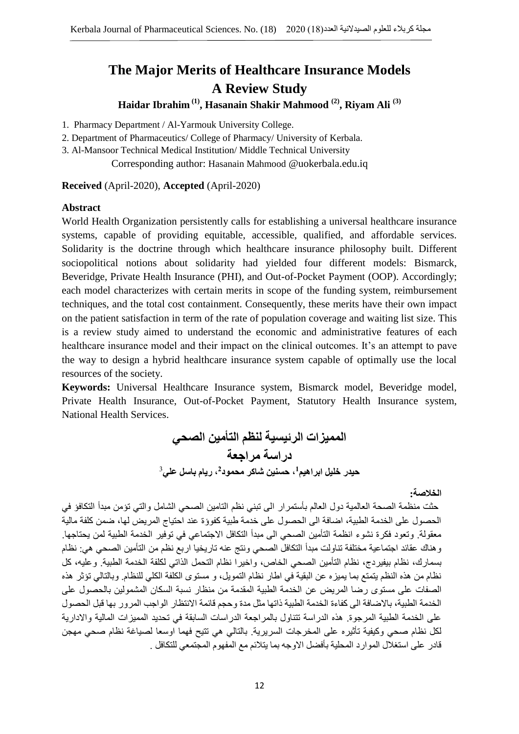# The Major Merits of Healthcare Insurance Models

## A Review Study

**Haidar Ibrahim [1], Hasanain Shakir Mahmood [2], Riyam Ali [3]**

1. Pharmacy Department / Al-Yarmouk University College.
2. Department of Pharmaceutics/ College of Pharmacy/ University of Kerbala.
3. Al-Mansoor Technical Medical Institution/ Middle Technical University

Corresponding author: Hasanain Mahmood @uokerbala.edu.iq

**Received** (April-2020), **Accepted** (April-2020)

### Abstract

World Health Organization persistently calls for establishing a universal healthcare insurance systems, capable of providing equitable, accessible, qualified, and affordable services. Solidarity is the doctrine through which healthcare insurance philosophy built. Different sociopolitical notions about solidarity had yielded four different models: Bismarck, Beveridge, Private Health Insurance (PHI), and Out-of-Pocket Payment (OOP). Accordingly; each model characterizes with certain merits in scope of the funding system, reimbursement techniques, and the total cost containment. Consequently, these merits have their own impact on the patient satisfaction in term of the rate of population coverage and waiting list size. This is a review study aimed to understand the economic and administrative features of each healthcare insurance model and their impact on the clinical outcomes. It's an attempt to pave the way to design a hybrid healthcare insurance system capable of optimally use the local resources of the society.

**Keywords:** Universal Healthcare Insurance system, Bismarck model, Beveridge model, Private Health Insurance, Out-of-Pocket Payment, Statutory Health Insurance system, National Health Services.

# المميزات الرئيسية لنظم التأمين الصحي

## دراسة مراجعة

**حيدر خليل ابراهيم[1]، حسنين شاكر محمود[2]، ريام باسل علي[3]**

**الخلاصة:**

حثت منظمة الصحة العالمية دول العالم بأستمرار الى تبني نظم التامين الصحي الشامل والتي تؤمن مبدأ التكافؤ في الحصول على الخدمة الطبية، اضافة الى الحصول على خدمة طبية كفوؤة عند احتياج المريض لها، ضمن كلفة مالية معقولة. وتعود فكرة نشوء انظمة التأمين الصحي الى مبدأ التكافل الاجتماعي في توفير الخدمة الطبية لمن يحتاجها. وهناك عقائد اجتماعية مختلفة تناولت مبدأ التكافل الصحي ونتج عنه تاريخيا اربع نظم من التأمين الصحي هي: نظام بسمارك، نظام بيفيردج، نظام التأمين الصحي الخاص، واخيرا نظام التحمل الذاتي لكلفة الخدمة الطبية. وعليه، كل نظام من هذه النظم يتمتع بما يميزه عن البقية في اطار نظام التمويل، و مستوى الكلفة الكلي للنظام. وبالتالي تؤثر هذه الصفات على مستوى رضا المريض عن الخدمة الطبية المقدمة من منظار نسبة السكان المشمولين بالحصول على الخدمة الطبية، بالاضافة الى كفاءة الخدمة الطبية ذاتها مثل مدة وحجم قائمة الانتظار الواجب المرور بها قبل الحصول على الخدمة الطبية المرجوة. هذه الدراسة تتناول بالمراجعة الدراسات السابقة في تحديد المميزات المالية والادارية لكل نظام صحي وكيفية تأثيره على المخرجات السريرية. بالتالي هي تتيح فهما اوسعا لصياغة نظام صحي مهجن قادر على استغلال الموارد المحلية بأفضل الاوجه بما يتلائم مع المفهوم المجتمعي للتكافل .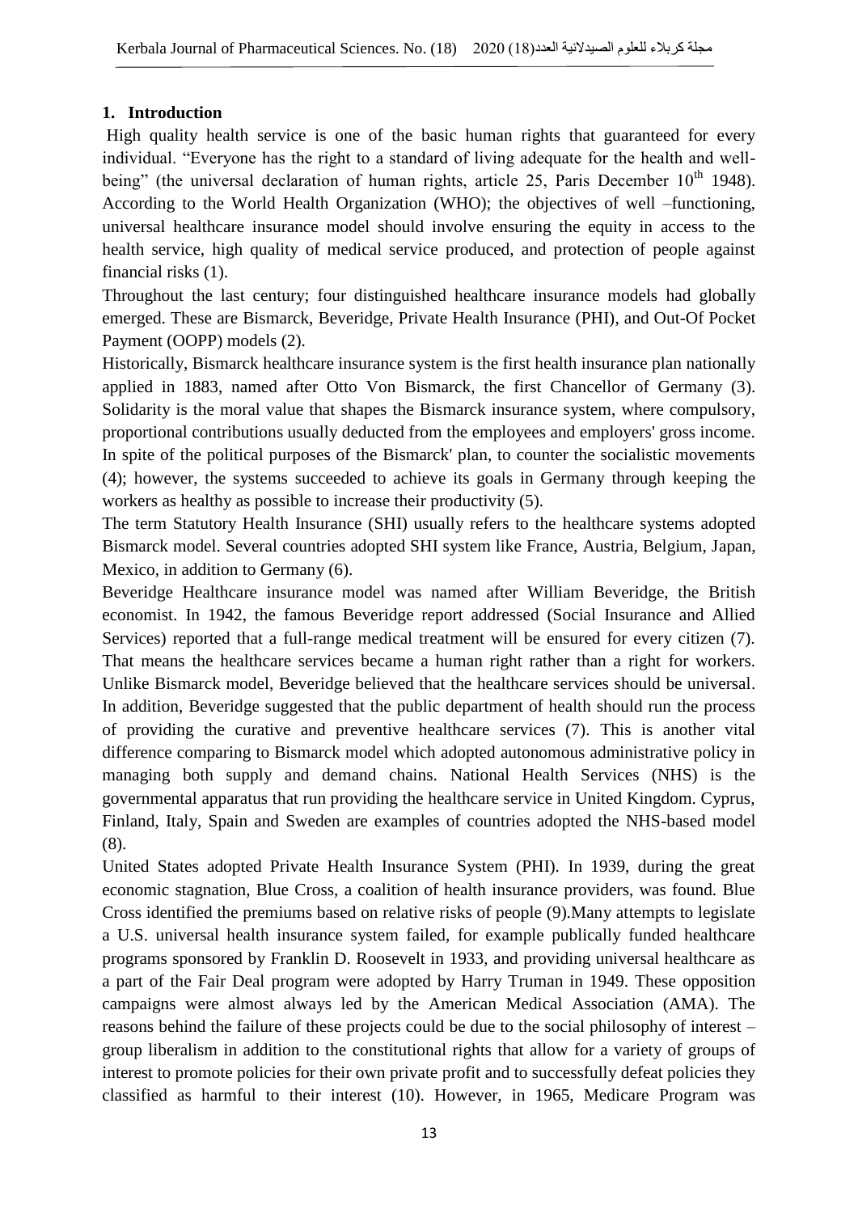## 1. Introduction

High quality health service is one of the basic human rights that guaranteed for every individual. "Everyone has the right to a standard of living adequate for the health and well-being" (the universal declaration of human rights, article 25, Paris December 10th 1948). According to the World Health Organization (WHO); the objectives of well –functioning, universal healthcare insurance model should involve ensuring the equity in access to the health service, high quality of medical service produced, and protection of people against financial risks (1).

Throughout the last century; four distinguished healthcare insurance models had globally emerged. These are Bismarck, Beveridge, Private Health Insurance (PHI), and Out-Of Pocket Payment (OOPP) models (2).

Historically, Bismarck healthcare insurance system is the first health insurance plan nationally applied in 1883, named after Otto Von Bismarck, the first Chancellor of Germany (3). Solidarity is the moral value that shapes the Bismarck insurance system, where compulsory, proportional contributions usually deducted from the employees and employers' gross income. In spite of the political purposes of the Bismarck' plan, to counter the socialistic movements (4); however, the systems succeeded to achieve its goals in Germany through keeping the workers as healthy as possible to increase their productivity (5).

The term Statutory Health Insurance (SHI) usually refers to the healthcare systems adopted Bismarck model. Several countries adopted SHI system like France, Austria, Belgium, Japan, Mexico, in addition to Germany (6).

Beveridge Healthcare insurance model was named after William Beveridge, the British economist. In 1942, the famous Beveridge report addressed (Social Insurance and Allied Services) reported that a full-range medical treatment will be ensured for every citizen (7). That means the healthcare services became a human right rather than a right for workers. Unlike Bismarck model, Beveridge believed that the healthcare services should be universal. In addition, Beveridge suggested that the public department of health should run the process of providing the curative and preventive healthcare services (7). This is another vital difference comparing to Bismarck model which adopted autonomous administrative policy in managing both supply and demand chains. National Health Services (NHS) is the governmental apparatus that run providing the healthcare service in United Kingdom. Cyprus, Finland, Italy, Spain and Sweden are examples of countries adopted the NHS-based model (8).

United States adopted Private Health Insurance System (PHI). In 1939, during the great economic stagnation, Blue Cross, a coalition of health insurance providers, was found. Blue Cross identified the premiums based on relative risks of people (9).Many attempts to legislate a U.S. universal health insurance system failed, for example publically funded healthcare programs sponsored by Franklin D. Roosevelt in 1933, and providing universal healthcare as a part of the Fair Deal program were adopted by Harry Truman in 1949. These opposition campaigns were almost always led by the American Medical Association (AMA). The reasons behind the failure of these projects could be due to the social philosophy of interest – group liberalism in addition to the constitutional rights that allow for a variety of groups of interest to promote policies for their own private profit and to successfully defeat policies they classified as harmful to their interest (10). However, in 1965, Medicare Program was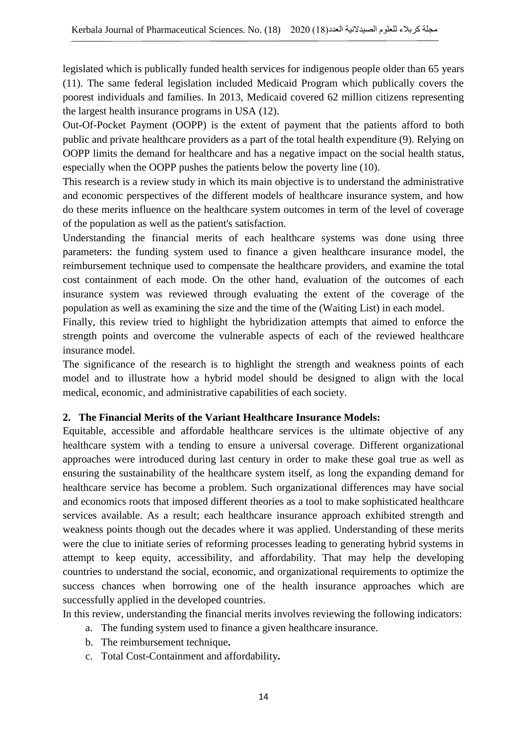legislated which is publically funded health services for indigenous people older than 65 years (11). The same federal legislation included Medicaid Program which publically covers the poorest individuals and families. In 2013, Medicaid covered 62 million citizens representing the largest health insurance programs in USA (12).

Out-Of-Pocket Payment (OOPP) is the extent of payment that the patients afford to both public and private healthcare providers as a part of the total health expenditure (9). Relying on OOPP limits the demand for healthcare and has a negative impact on the social health status, especially when the OOPP pushes the patients below the poverty line (10).

This research is a review study in which its main objective is to understand the administrative and economic perspectives of the different models of healthcare insurance system, and how do these merits influence on the healthcare system outcomes in term of the level of coverage of the population as well as the patient's satisfaction.

Understanding the financial merits of each healthcare systems was done using three parameters: the funding system used to finance a given healthcare insurance model, the reimbursement technique used to compensate the healthcare providers, and examine the total cost containment of each mode. On the other hand, evaluation of the outcomes of each insurance system was reviewed through evaluating the extent of the coverage of the population as well as examining the size and the time of the (Waiting List) in each model.

Finally, this review tried to highlight the hybridization attempts that aimed to enforce the strength points and overcome the vulnerable aspects of each of the reviewed healthcare insurance model.

The significance of the research is to highlight the strength and weakness points of each model and to illustrate how a hybrid model should be designed to align with the local medical, economic, and administrative capabilities of each society.

## 2. The Financial Merits of the Variant Healthcare Insurance Models:

Equitable, accessible and affordable healthcare services is the ultimate objective of any healthcare system with a tending to ensure a universal coverage. Different organizational approaches were introduced during last century in order to make these goal true as well as ensuring the sustainability of the healthcare system itself, as long the expanding demand for healthcare service has become a problem. Such organizational differences may have social and economics roots that imposed different theories as a tool to make sophisticated healthcare services available. As a result; each healthcare insurance approach exhibited strength and weakness points though out the decades where it was applied. Understanding of these merits were the clue to initiate series of reforming processes leading to generating hybrid systems in attempt to keep equity, accessibility, and affordability. That may help the developing countries to understand the social, economic, and organizational requirements to optimize the success chances when borrowing one of the health insurance approaches which are successfully applied in the developed countries.

In this review, understanding the financial merits involves reviewing the following indicators:

a. The funding system used to finance a given healthcare insurance.
b. The reimbursement technique**.**
c. Total Cost-Containment and affordability**.**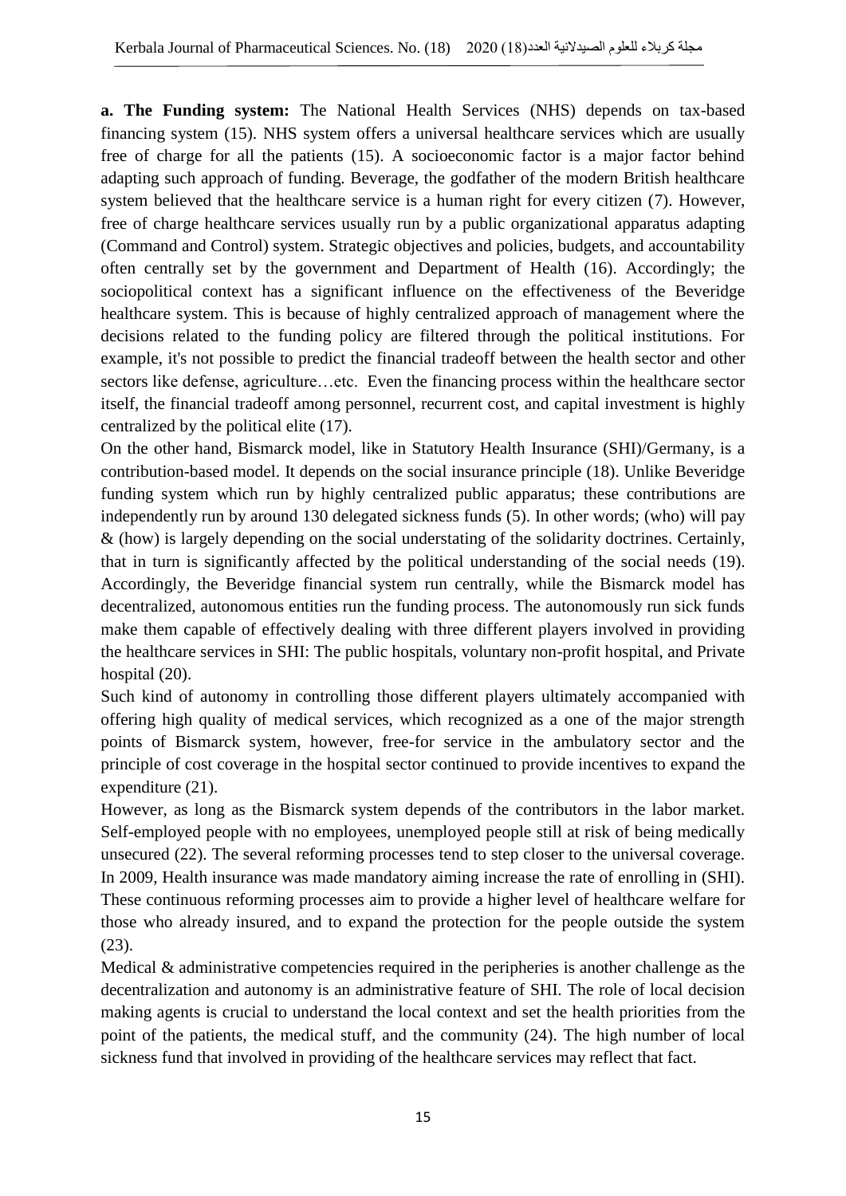**a. The Funding system:** The National Health Services (NHS) depends on tax-based financing system (15). NHS system offers a universal healthcare services which are usually free of charge for all the patients (15). A socioeconomic factor is a major factor behind adapting such approach of funding. Beverage, the godfather of the modern British healthcare system believed that the healthcare service is a human right for every citizen (7). However, free of charge healthcare services usually run by a public organizational apparatus adapting (Command and Control) system. Strategic objectives and policies, budgets, and accountability often centrally set by the government and Department of Health (16). Accordingly; the sociopolitical context has a significant influence on the effectiveness of the Beveridge healthcare system. This is because of highly centralized approach of management where the decisions related to the funding policy are filtered through the political institutions. For example, it's not possible to predict the financial tradeoff between the health sector and other sectors like defense, agriculture…etc. Even the financing process within the healthcare sector itself, the financial tradeoff among personnel, recurrent cost, and capital investment is highly centralized by the political elite (17).

On the other hand, Bismarck model, like in Statutory Health Insurance (SHI)/Germany, is a contribution-based model. It depends on the social insurance principle (18). Unlike Beveridge funding system which run by highly centralized public apparatus; these contributions are independently run by around 130 delegated sickness funds (5). In other words; (who) will pay & (how) is largely depending on the social understating of the solidarity doctrines. Certainly, that in turn is significantly affected by the political understanding of the social needs (19). Accordingly, the Beveridge financial system run centrally, while the Bismarck model has decentralized, autonomous entities run the funding process. The autonomously run sick funds make them capable of effectively dealing with three different players involved in providing the healthcare services in SHI: The public hospitals, voluntary non-profit hospital, and Private hospital (20).

Such kind of autonomy in controlling those different players ultimately accompanied with offering high quality of medical services, which recognized as a one of the major strength points of Bismarck system, however, free-for service in the ambulatory sector and the principle of cost coverage in the hospital sector continued to provide incentives to expand the expenditure (21).

However, as long as the Bismarck system depends of the contributors in the labor market. Self-employed people with no employees, unemployed people still at risk of being medically unsecured (22). The several reforming processes tend to step closer to the universal coverage. In 2009, Health insurance was made mandatory aiming increase the rate of enrolling in (SHI). These continuous reforming processes aim to provide a higher level of healthcare welfare for those who already insured, and to expand the protection for the people outside the system (23).

Medical & administrative competencies required in the peripheries is another challenge as the decentralization and autonomy is an administrative feature of SHI. The role of local decision making agents is crucial to understand the local context and set the health priorities from the point of the patients, the medical stuff, and the community (24). The high number of local sickness fund that involved in providing of the healthcare services may reflect that fact.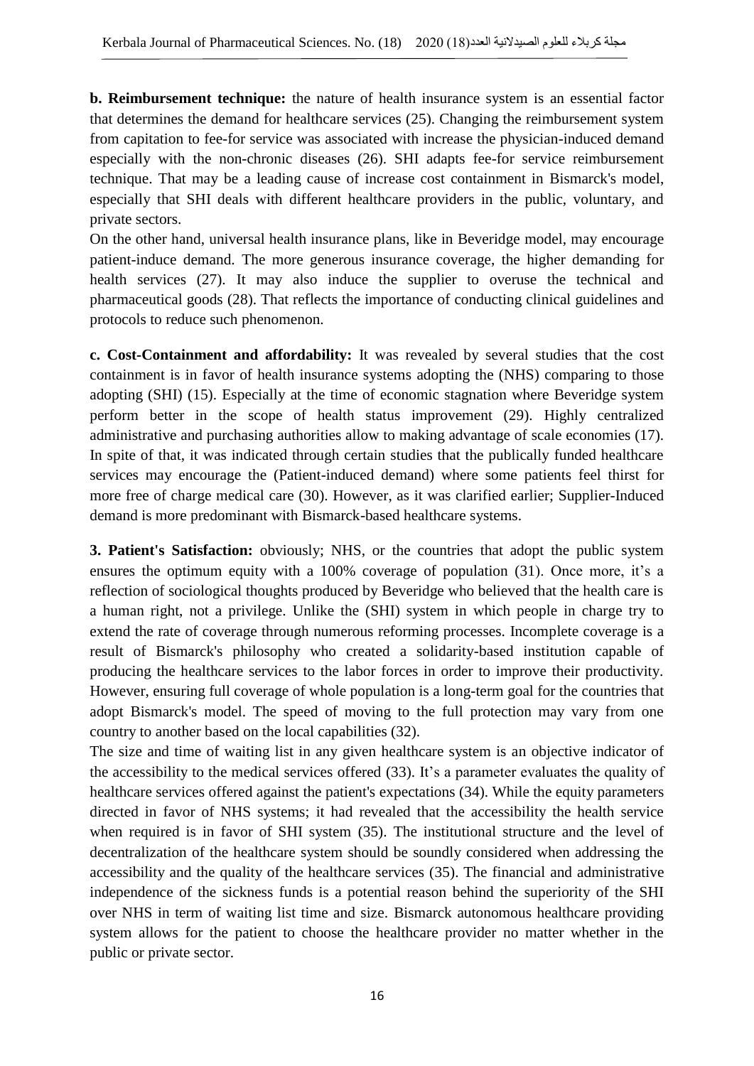**b. Reimbursement technique:** the nature of health insurance system is an essential factor that determines the demand for healthcare services (25). Changing the reimbursement system from capitation to fee-for service was associated with increase the physician-induced demand especially with the non-chronic diseases (26). SHI adapts fee-for service reimbursement technique. That may be a leading cause of increase cost containment in Bismarck's model, especially that SHI deals with different healthcare providers in the public, voluntary, and private sectors.

On the other hand, universal health insurance plans, like in Beveridge model, may encourage patient-induce demand. The more generous insurance coverage, the higher demanding for health services (27). It may also induce the supplier to overuse the technical and pharmaceutical goods (28). That reflects the importance of conducting clinical guidelines and protocols to reduce such phenomenon.

**c. Cost-Containment and affordability:** It was revealed by several studies that the cost containment is in favor of health insurance systems adopting the (NHS) comparing to those adopting (SHI) (15). Especially at the time of economic stagnation where Beveridge system perform better in the scope of health status improvement (29). Highly centralized administrative and purchasing authorities allow to making advantage of scale economies (17). In spite of that, it was indicated through certain studies that the publically funded healthcare services may encourage the (Patient-induced demand) where some patients feel thirst for more free of charge medical care (30). However, as it was clarified earlier; Supplier-Induced demand is more predominant with Bismarck-based healthcare systems.

**3. Patient's Satisfaction:** obviously; NHS, or the countries that adopt the public system ensures the optimum equity with a 100% coverage of population (31). Once more, it's a reflection of sociological thoughts produced by Beveridge who believed that the health care is a human right, not a privilege. Unlike the (SHI) system in which people in charge try to extend the rate of coverage through numerous reforming processes. Incomplete coverage is a result of Bismarck's philosophy who created a solidarity-based institution capable of producing the healthcare services to the labor forces in order to improve their productivity. However, ensuring full coverage of whole population is a long-term goal for the countries that adopt Bismarck's model. The speed of moving to the full protection may vary from one country to another based on the local capabilities (32).

The size and time of waiting list in any given healthcare system is an objective indicator of the accessibility to the medical services offered (33). It's a parameter evaluates the quality of healthcare services offered against the patient's expectations (34). While the equity parameters directed in favor of NHS systems; it had revealed that the accessibility the health service when required is in favor of SHI system (35). The institutional structure and the level of decentralization of the healthcare system should be soundly considered when addressing the accessibility and the quality of the healthcare services (35). The financial and administrative independence of the sickness funds is a potential reason behind the superiority of the SHI over NHS in term of waiting list time and size. Bismarck autonomous healthcare providing system allows for the patient to choose the healthcare provider no matter whether in the public or private sector.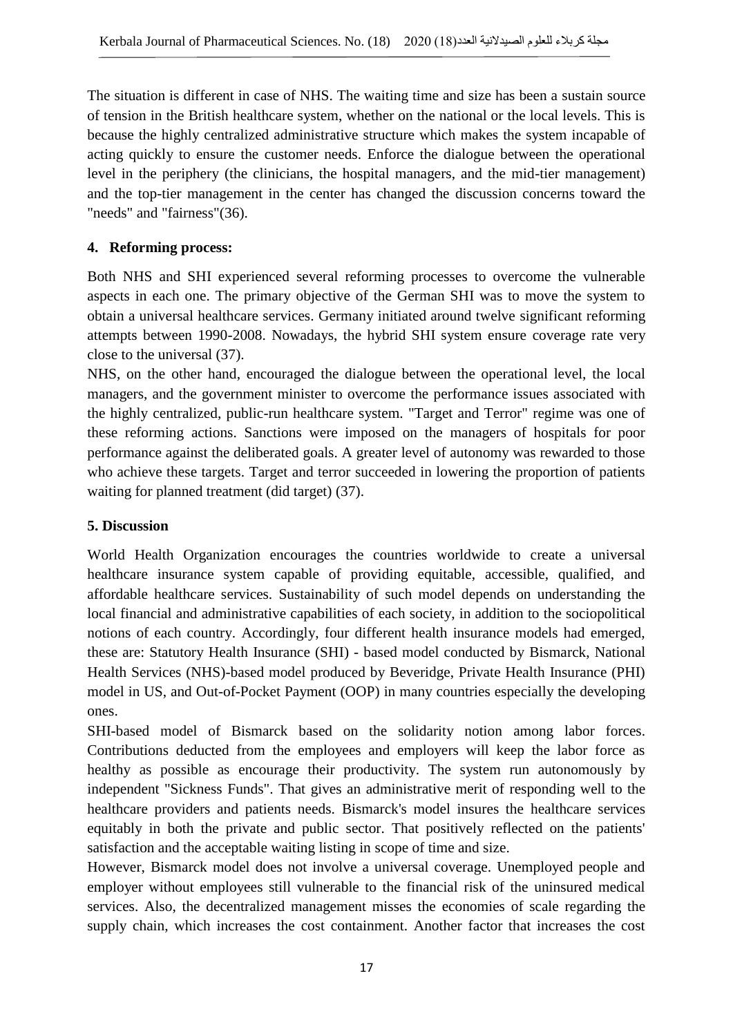The situation is different in case of NHS. The waiting time and size has been a sustain source of tension in the British healthcare system, whether on the national or the local levels. This is because the highly centralized administrative structure which makes the system incapable of acting quickly to ensure the customer needs. Enforce the dialogue between the operational level in the periphery (the clinicians, the hospital managers, and the mid-tier management) and the top-tier management in the center has changed the discussion concerns toward the "needs" and "fairness"(36).

## 4. Reforming process:

Both NHS and SHI experienced several reforming processes to overcome the vulnerable aspects in each one. The primary objective of the German SHI was to move the system to obtain a universal healthcare services. Germany initiated around twelve significant reforming attempts between 1990-2008. Nowadays, the hybrid SHI system ensure coverage rate very close to the universal (37).

NHS, on the other hand, encouraged the dialogue between the operational level, the local managers, and the government minister to overcome the performance issues associated with the highly centralized, public-run healthcare system. "Target and Terror" regime was one of these reforming actions. Sanctions were imposed on the managers of hospitals for poor performance against the deliberated goals. A greater level of autonomy was rewarded to those who achieve these targets. Target and terror succeeded in lowering the proportion of patients waiting for planned treatment (did target) (37).

## 5. Discussion

World Health Organization encourages the countries worldwide to create a universal healthcare insurance system capable of providing equitable, accessible, qualified, and affordable healthcare services. Sustainability of such model depends on understanding the local financial and administrative capabilities of each society, in addition to the sociopolitical notions of each country. Accordingly, four different health insurance models had emerged, these are: Statutory Health Insurance (SHI) - based model conducted by Bismarck, National Health Services (NHS)-based model produced by Beveridge, Private Health Insurance (PHI) model in US, and Out-of-Pocket Payment (OOP) in many countries especially the developing ones.

SHI-based model of Bismarck based on the solidarity notion among labor forces. Contributions deducted from the employees and employers will keep the labor force as healthy as possible as encourage their productivity. The system run autonomously by independent "Sickness Funds". That gives an administrative merit of responding well to the healthcare providers and patients needs. Bismarck's model insures the healthcare services equitably in both the private and public sector. That positively reflected on the patients' satisfaction and the acceptable waiting listing in scope of time and size.

However, Bismarck model does not involve a universal coverage. Unemployed people and employer without employees still vulnerable to the financial risk of the uninsured medical services. Also, the decentralized management misses the economies of scale regarding the supply chain, which increases the cost containment. Another factor that increases the cost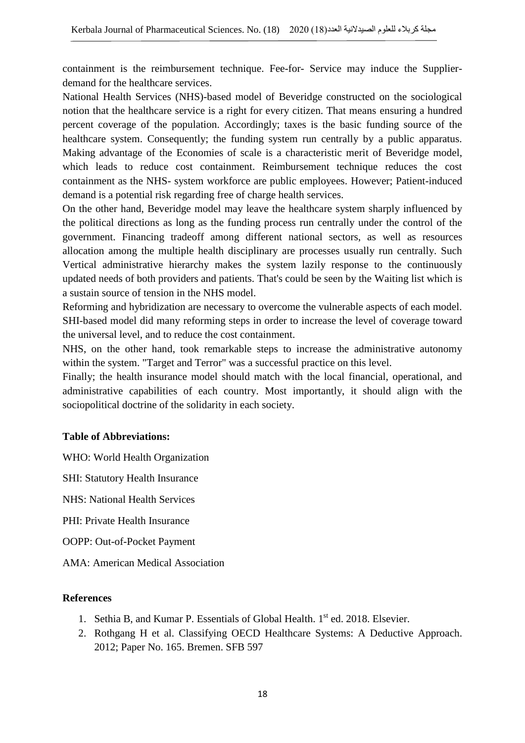containment is the reimbursement technique. Fee-for- Service may induce the Supplier-demand for the healthcare services.

National Health Services (NHS)-based model of Beveridge constructed on the sociological notion that the healthcare service is a right for every citizen. That means ensuring a hundred percent coverage of the population. Accordingly; taxes is the basic funding source of the healthcare system. Consequently; the funding system run centrally by a public apparatus. Making advantage of the Economies of scale is a characteristic merit of Beveridge model, which leads to reduce cost containment. Reimbursement technique reduces the cost containment as the NHS- system workforce are public employees. However; Patient-induced demand is a potential risk regarding free of charge health services.

On the other hand, Beveridge model may leave the healthcare system sharply influenced by the political directions as long as the funding process run centrally under the control of the government. Financing tradeoff among different national sectors, as well as resources allocation among the multiple health disciplinary are processes usually run centrally. Such Vertical administrative hierarchy makes the system lazily response to the continuously updated needs of both providers and patients. That's could be seen by the Waiting list which is a sustain source of tension in the NHS model.

Reforming and hybridization are necessary to overcome the vulnerable aspects of each model. SHI-based model did many reforming steps in order to increase the level of coverage toward the universal level, and to reduce the cost containment.

NHS, on the other hand, took remarkable steps to increase the administrative autonomy within the system. "Target and Terror" was a successful practice on this level.

Finally; the health insurance model should match with the local financial, operational, and administrative capabilities of each country. Most importantly, it should align with the sociopolitical doctrine of the solidarity in each society.

**Table of Abbreviations:**

WHO: World Health Organization

SHI: Statutory Health Insurance

NHS: National Health Services

PHI: Private Health Insurance

OOPP: Out-of-Pocket Payment

AMA: American Medical Association

**References**

1. Sethia B, and Kumar P. Essentials of Global Health. 1st ed. 2018. Elsevier.
2. Rothgang H et al. Classifying OECD Healthcare Systems: A Deductive Approach. 2012; Paper No. 165. Bremen. SFB 597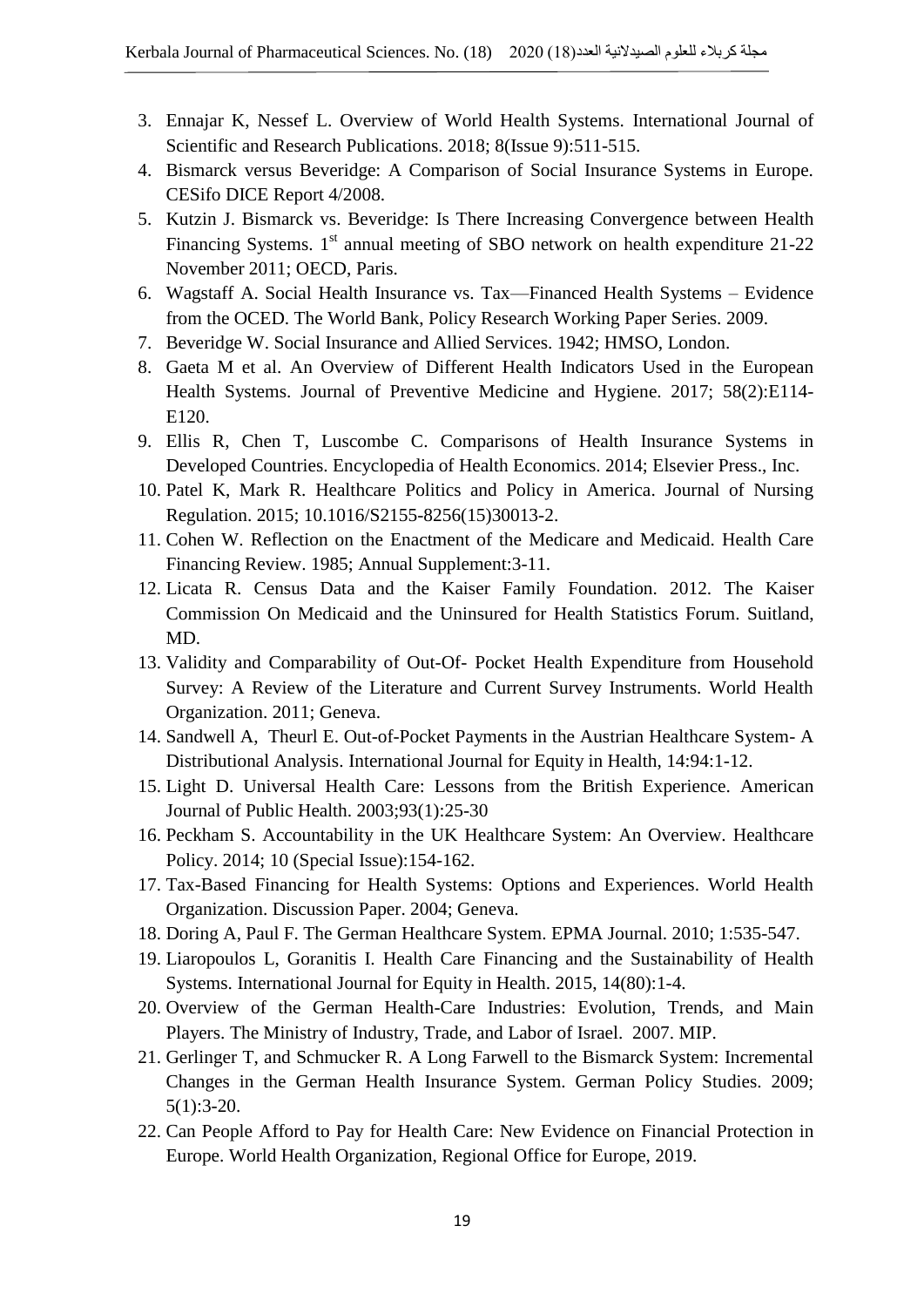3. Ennajar K, Nessef L. Overview of World Health Systems. International Journal of Scientific and Research Publications. 2018; 8(Issue 9):511-515.
4. Bismarck versus Beveridge: A Comparison of Social Insurance Systems in Europe. CESifo DICE Report 4/2008.
5. Kutzin J. Bismarck vs. Beveridge: Is There Increasing Convergence between Health Financing Systems. 1st annual meeting of SBO network on health expenditure 21-22 November 2011; OECD, Paris.
6. Wagstaff A. Social Health Insurance vs. Tax—Financed Health Systems – Evidence from the OCED. The World Bank, Policy Research Working Paper Series. 2009.
7. Beveridge W. Social Insurance and Allied Services. 1942; HMSO, London.
8. Gaeta M et al. An Overview of Different Health Indicators Used in the European Health Systems. Journal of Preventive Medicine and Hygiene. 2017; 58(2):E114-E120.
9. Ellis R, Chen T, Luscombe C. Comparisons of Health Insurance Systems in Developed Countries. Encyclopedia of Health Economics. 2014; Elsevier Press., Inc.
10. Patel K, Mark R. Healthcare Politics and Policy in America. Journal of Nursing Regulation. 2015; 10.1016/S2155-8256(15)30013-2.
11. Cohen W. Reflection on the Enactment of the Medicare and Medicaid. Health Care Financing Review. 1985; Annual Supplement:3-11.
12. Licata R. Census Data and the Kaiser Family Foundation. 2012. The Kaiser Commission On Medicaid and the Uninsured for Health Statistics Forum. Suitland, MD.
13. Validity and Comparability of Out-Of- Pocket Health Expenditure from Household Survey: A Review of the Literature and Current Survey Instruments. World Health Organization. 2011; Geneva.
14. Sandwell A, Theurl E. Out-of-Pocket Payments in the Austrian Healthcare System- A Distributional Analysis. International Journal for Equity in Health, 14:94:1-12.
15. Light D. Universal Health Care: Lessons from the British Experience. American Journal of Public Health. 2003;93(1):25-30
16. Peckham S. Accountability in the UK Healthcare System: An Overview. Healthcare Policy. 2014; 10 (Special Issue):154-162.
17. Tax-Based Financing for Health Systems: Options and Experiences. World Health Organization. Discussion Paper. 2004; Geneva.
18. Doring A, Paul F. The German Healthcare System. EPMA Journal. 2010; 1:535-547.
19. Liaropoulos L, Goranitis I. Health Care Financing and the Sustainability of Health Systems. International Journal for Equity in Health. 2015, 14(80):1-4.
20. Overview of the German Health-Care Industries: Evolution, Trends, and Main Players. The Ministry of Industry, Trade, and Labor of Israel. 2007. MIP.
21. Gerlinger T, and Schmucker R. A Long Farwell to the Bismarck System: Incremental Changes in the German Health Insurance System. German Policy Studies. 2009; 5(1):3-20.
22. Can People Afford to Pay for Health Care: New Evidence on Financial Protection in Europe. World Health Organization, Regional Office for Europe, 2019.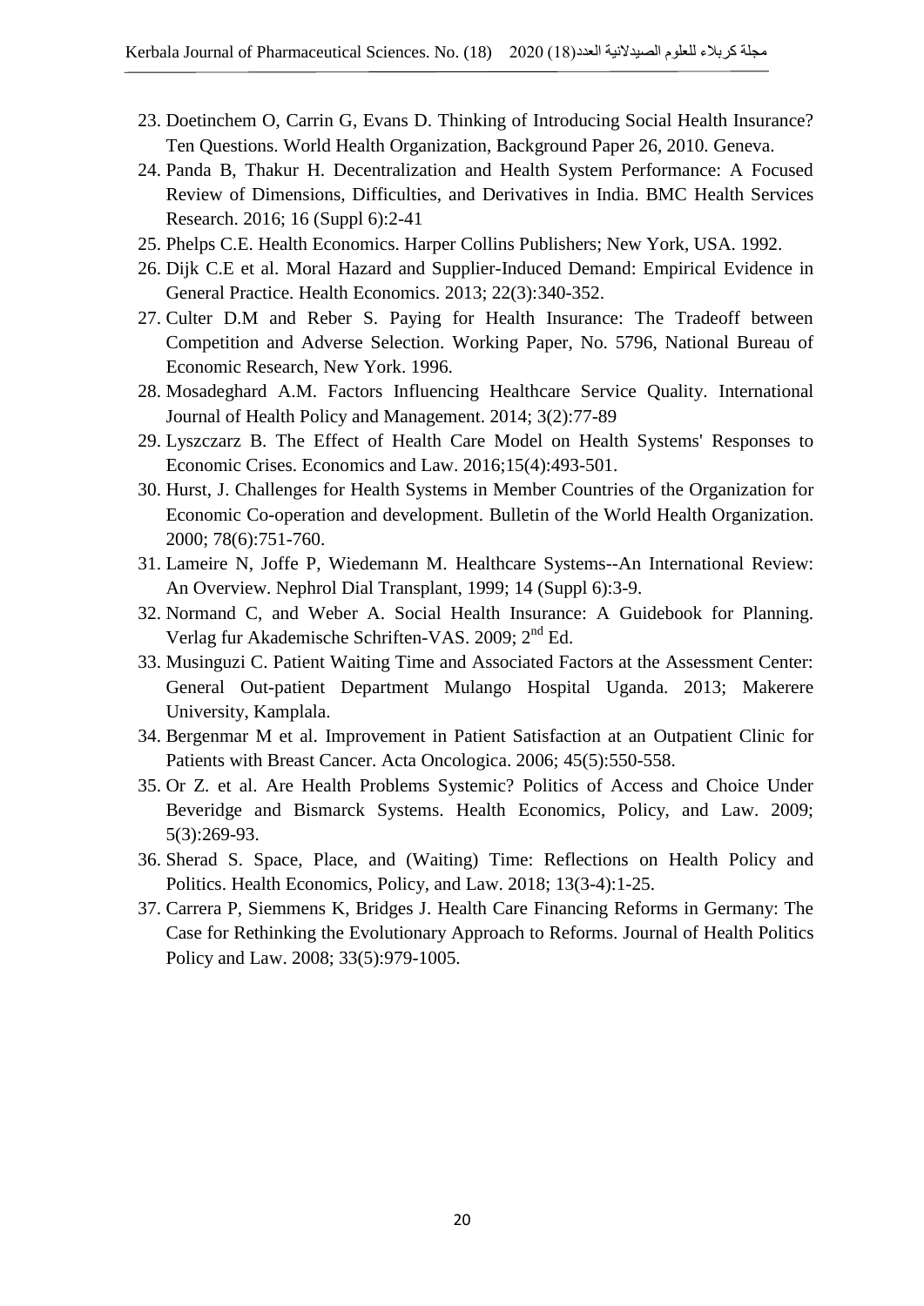23. Doetinchem O, Carrin G, Evans D. Thinking of Introducing Social Health Insurance? Ten Questions. World Health Organization, Background Paper 26, 2010. Geneva.
24. Panda B, Thakur H. Decentralization and Health System Performance: A Focused Review of Dimensions, Difficulties, and Derivatives in India. BMC Health Services Research. 2016; 16 (Suppl 6):2-41
25. Phelps C.E. Health Economics. Harper Collins Publishers; New York, USA. 1992.
26. Dijk C.E et al. Moral Hazard and Supplier-Induced Demand: Empirical Evidence in General Practice. Health Economics. 2013; 22(3):340-352.
27. Culter D.M and Reber S. Paying for Health Insurance: The Tradeoff between Competition and Adverse Selection. Working Paper, No. 5796, National Bureau of Economic Research, New York. 1996.
28. Mosadeghard A.M. Factors Influencing Healthcare Service Quality. International Journal of Health Policy and Management. 2014; 3(2):77-89
29. Lyszczarz B. The Effect of Health Care Model on Health Systems' Responses to Economic Crises. Economics and Law. 2016;15(4):493-501.
30. Hurst, J. Challenges for Health Systems in Member Countries of the Organization for Economic Co-operation and development. Bulletin of the World Health Organization. 2000; 78(6):751-760.
31. Lameire N, Joffe P, Wiedemann M. Healthcare Systems--An International Review: An Overview. Nephrol Dial Transplant, 1999; 14 (Suppl 6):3-9.
32. Normand C, and Weber A. Social Health Insurance: A Guidebook for Planning. Verlag fur Akademische Schriften-VAS. 2009; 2nd Ed.
33. Musinguzi C. Patient Waiting Time and Associated Factors at the Assessment Center: General Out-patient Department Mulango Hospital Uganda. 2013; Makerere University, Kamplala.
34. Bergenmar M et al. Improvement in Patient Satisfaction at an Outpatient Clinic for Patients with Breast Cancer. Acta Oncologica. 2006; 45(5):550-558.
35. Or Z. et al. Are Health Problems Systemic? Politics of Access and Choice Under Beveridge and Bismarck Systems. Health Economics, Policy, and Law. 2009; 5(3):269-93.
36. Sherad S. Space, Place, and (Waiting) Time: Reflections on Health Policy and Politics. Health Economics, Policy, and Law. 2018; 13(3-4):1-25.
37. Carrera P, Siemmens K, Bridges J. Health Care Financing Reforms in Germany: The Case for Rethinking the Evolutionary Approach to Reforms. Journal of Health Politics Policy and Law. 2008; 33(5):979-1005.